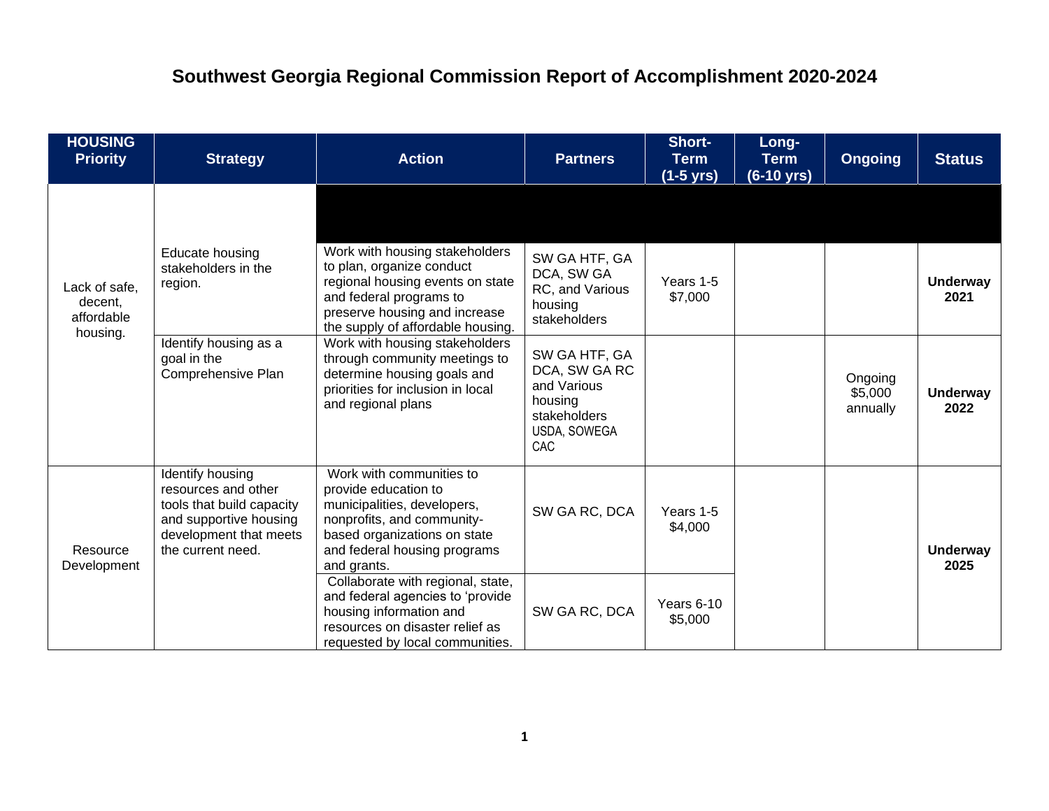# Southwest Georgia Regional Commission Report of Accomplishment 2020-2024

| HOUSING Priority | Strategy | Action | Partners | Short-Term (1-5 yrs) | Long-Term (6-10 yrs) | Ongoing | Status |
|---|---|---|---|---|---|---|---|
| Lack of safe, decent, affordable housing. | | | | | | | |
| | Educate housing stakeholders in the region. | Work with housing stakeholders to plan, organize conduct regional housing events on state and federal programs to preserve housing and increase the supply of affordable housing. | SW GA HTF, GA DCA, SW GA RC, and Various housing stakeholders | Years 1-5 $7,000 | | | **Underway 2021** |
| | Identify housing as a goal in the Comprehensive Plan | Work with housing stakeholders through community meetings to determine housing goals and priorities for inclusion in local and regional plans | SW GA HTF, GA DCA, SW GA RC and Various housing stakeholders USDA, SOWEGA CAC | | | Ongoing $5,000 annually | **Underway 2022** |
| Resource Development | Identify housing resources and other tools that build capacity and supportive housing development that meets the current need. | Work with communities to provide education to municipalities, developers, nonprofits, and community-based organizations on state and federal housing programs and grants. | SW GA RC, DCA | Years 1-5 $4,000 | | | **Underway 2025** |
| | | Collaborate with regional, state, and federal agencies to 'provide housing information and resources on disaster relief as requested by local communities. | SW GA RC, DCA | Years 6-10 $5,000 | | | |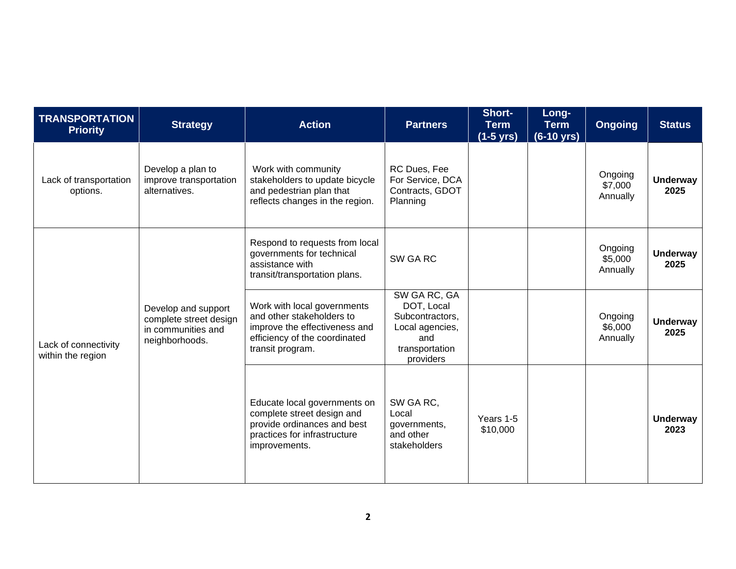| TRANSPORTATION Priority | Strategy | Action | Partners | Short-Term (1-5 yrs) | Long-Term (6-10 yrs) | Ongoing | Status |
|---|---|---|---|---|---|---|---|
| Lack of transportation options. | Develop a plan to improve transportation alternatives. | Work with community stakeholders to update bicycle and pedestrian plan that reflects changes in the region. | RC Dues, Fee For Service, DCA Contracts, GDOT Planning | | | Ongoing $7,000 Annually | **Underway 2025** |
| Lack of connectivity within the region | Develop and support complete street design in communities and neighborhoods. | Respond to requests from local governments for technical assistance with transit/transportation plans. | SW GA RC | | | Ongoing $5,000 Annually | **Underway 2025** |
| | | Work with local governments and other stakeholders to improve the effectiveness and efficiency of the coordinated transit program. | SW GA RC, GA DOT, Local Subcontractors, Local agencies, and transportation providers | | | Ongoing $6,000 Annually | **Underway 2025** |
| | | Educate local governments on complete street design and provide ordinances and best practices for infrastructure improvements. | SW GA RC, Local governments, and other stakeholders | Years 1-5 $10,000 | | | **Underway 2023** |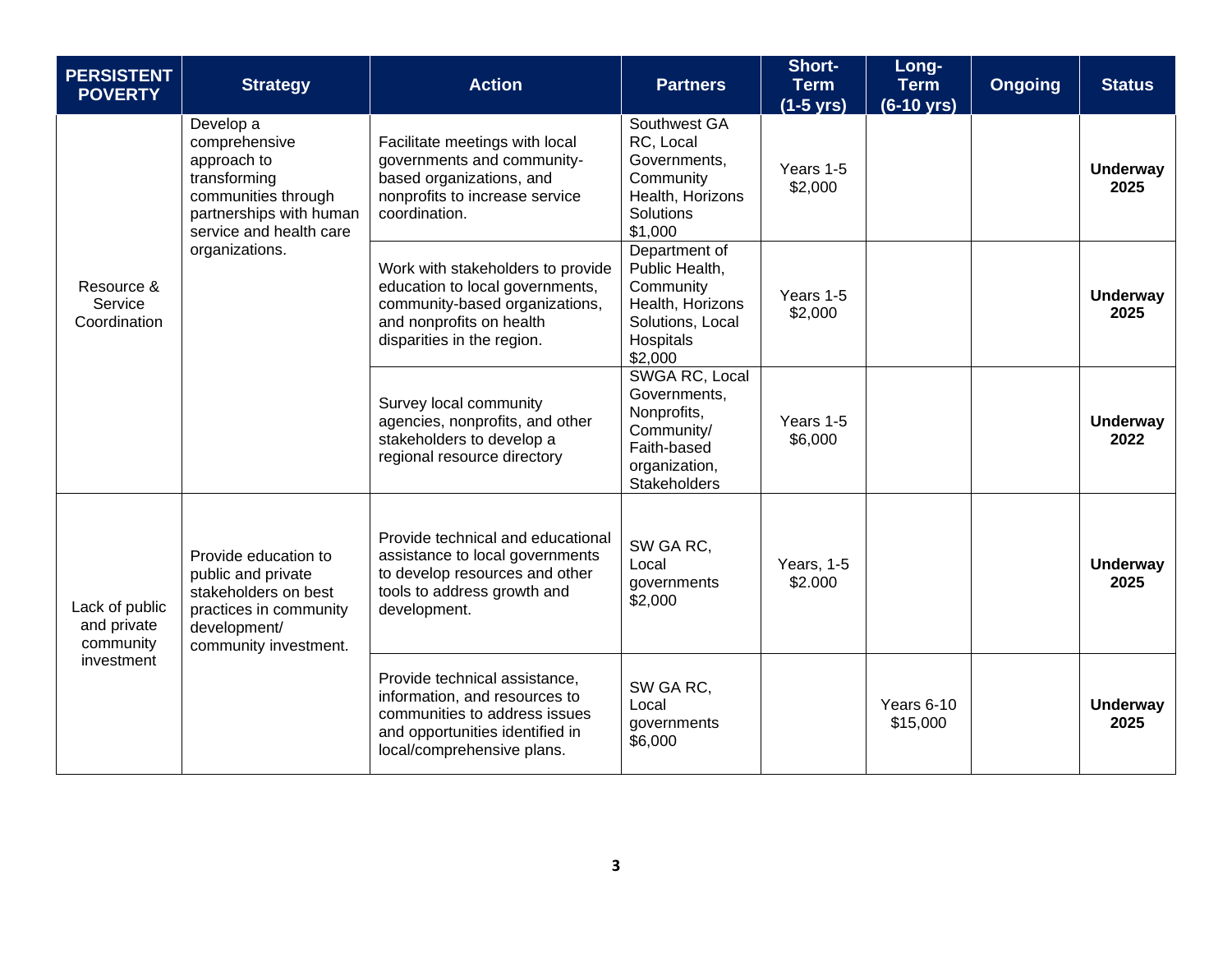| PERSISTENT POVERTY | Strategy | Action | Partners | Short-Term (1-5 yrs) | Long-Term (6-10 yrs) | Ongoing | Status |
|---|---|---|---|---|---|---|---|
| Resource & Service Coordination | Develop a comprehensive approach to transforming communities through partnerships with human service and health care organizations. | Facilitate meetings with local governments and community-based organizations, and nonprofits to increase service coordination. | Southwest GA RC, Local Governments, Community Health, Horizons Solutions $1,000 | Years 1-5 $2,000 | | | **Underway 2025** |
| | | Work with stakeholders to provide education to local governments, community-based organizations, and nonprofits on health disparities in the region. | Department of Public Health, Community Health, Horizons Solutions, Local Hospitals $2,000 | Years 1-5 $2,000 | | | **Underway 2025** |
| | | Survey local community agencies, nonprofits, and other stakeholders to develop a regional resource directory | SWGA RC, Local Governments, Nonprofits, Community/ Faith-based organization, Stakeholders | Years 1-5 $6,000 | | | **Underway 2022** |
| Lack of public and private community investment | Provide education to public and private stakeholders on best practices in community development/ community investment. | Provide technical and educational assistance to local governments to develop resources and other tools to address growth and development. | SW GA RC, Local governments $2,000 | Years, 1-5 $2.000 | | | **Underway 2025** |
| | | Provide technical assistance, information, and resources to communities to address issues and opportunities identified in local/comprehensive plans. | SW GA RC, Local governments $6,000 | | Years 6-10 $15,000 | | **Underway 2025** |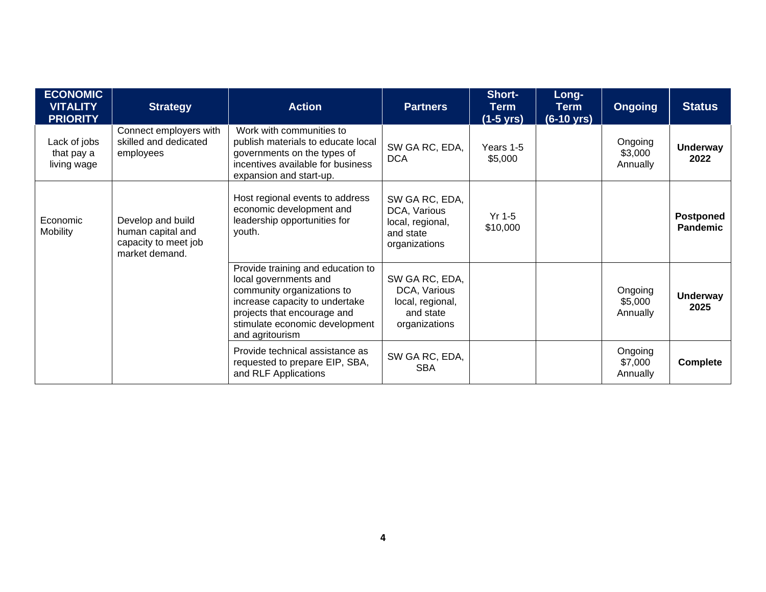| ECONOMIC VITALITY PRIORITY | Strategy | Action | Partners | Short-Term (1-5 yrs) | Long-Term (6-10 yrs) | Ongoing | Status |
|---|---|---|---|---|---|---|---|
| Lack of jobs that pay a living wage | Connect employers with skilled and dedicated employees | Work with communities to publish materials to educate local governments on the types of incentives available for business expansion and start-up. | SW GA RC, EDA, DCA | Years 1-5 $5,000 | | Ongoing $3,000 Annually | **Underway 2022** |
| Economic Mobility | Develop and build human capital and capacity to meet job market demand. | Host regional events to address economic development and leadership opportunities for youth. | SW GA RC, EDA, DCA, Various local, regional, and state organizations | Yr 1-5 $10,000 | | | **Postponed Pandemic** |
| | | Provide training and education to local governments and community organizations to increase capacity to undertake projects that encourage and stimulate economic development and agritourism | SW GA RC, EDA, DCA, Various local, regional, and state organizations | | | Ongoing $5,000 Annually | **Underway 2025** |
| | | Provide technical assistance as requested to prepare EIP, SBA, and RLF Applications | SW GA RC, EDA, SBA | | | Ongoing $7,000 Annually | **Complete** |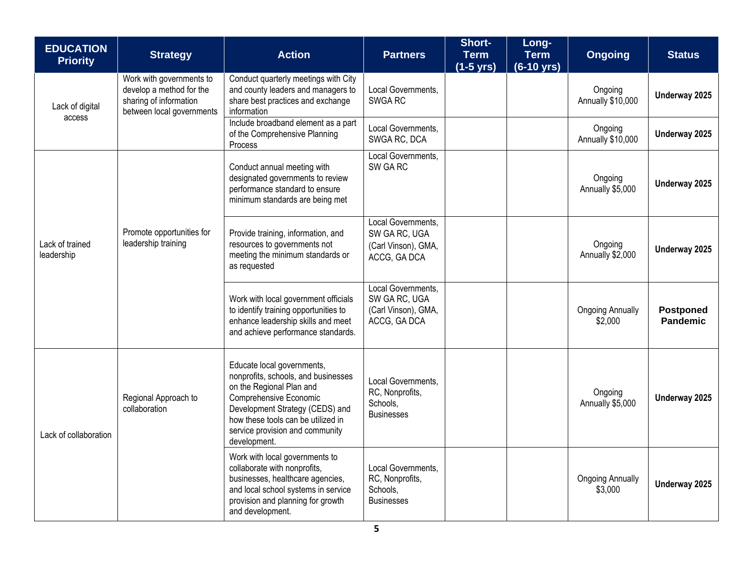| EDUCATION Priority | Strategy | Action | Partners | Short-Term (1-5 yrs) | Long-Term (6-10 yrs) | Ongoing | Status |
|---|---|---|---|---|---|---|---|
| Lack of digital access | Work with governments to develop a method for the sharing of information between local governments | Conduct quarterly meetings with City and county leaders and managers to share best practices and exchange information | Local Governments, SWGA RC | | | Ongoing Annually $10,000 | **Underway 2025** |
| | | Include broadband element as a part of the Comprehensive Planning Process | Local Governments, SWGA RC, DCA | | | Ongoing Annually $10,000 | **Underway 2025** |
| Lack of trained leadership | Promote opportunities for leadership training | Conduct annual meeting with designated governments to review performance standard to ensure minimum standards are being met | Local Governments, SW GA RC | | | Ongoing Annually $5,000 | **Underway 2025** |
| | | Provide training, information, and resources to governments not meeting the minimum standards or as requested | Local Governments, SW GA RC, UGA (Carl Vinson), GMA, ACCG, GA DCA | | | Ongoing Annually $2,000 | **Underway 2025** |
| | | Work with local government officials to identify training opportunities to enhance leadership skills and meet and achieve performance standards. | Local Governments, SW GA RC, UGA (Carl Vinson), GMA, ACCG, GA DCA | | | Ongoing Annually $2,000 | **Postponed Pandemic** |
| Lack of collaboration | Regional Approach to collaboration | Educate local governments, nonprofits, schools, and businesses on the Regional Plan and Comprehensive Economic Development Strategy (CEDS) and how these tools can be utilized in service provision and community development. | Local Governments, RC, Nonprofits, Schools, Businesses | | | Ongoing Annually $5,000 | **Underway 2025** |
| | | Work with local governments to collaborate with nonprofits, businesses, healthcare agencies, and local school systems in service provision and planning for growth and development. | Local Governments, RC, Nonprofits, Schools, Businesses | | | Ongoing Annually $3,000 | **Underway 2025** |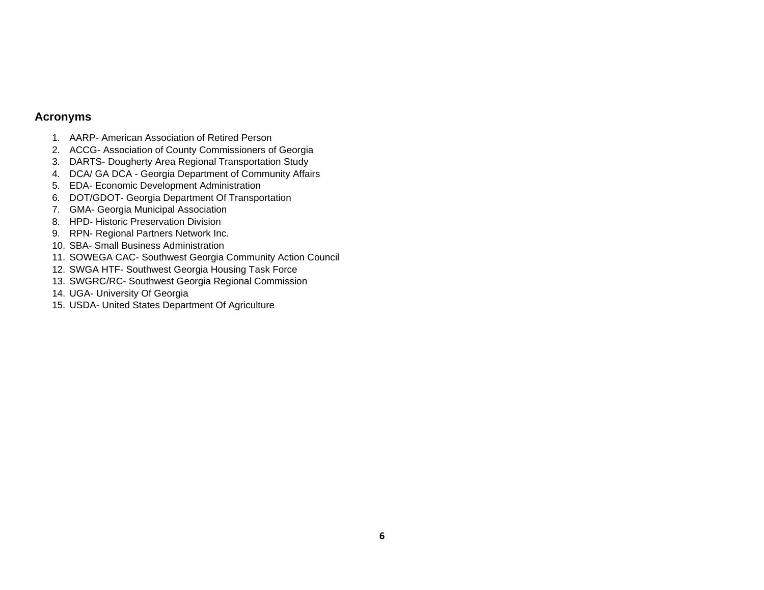## Acronyms

1. AARP- American Association of Retired Person
2. ACCG- Association of County Commissioners of Georgia
3. DARTS- Dougherty Area Regional Transportation Study
4. DCA/ GA DCA - Georgia Department of Community Affairs
5. EDA- Economic Development Administration
6. DOT/GDOT- Georgia Department Of Transportation
7. GMA- Georgia Municipal Association
8. HPD- Historic Preservation Division
9. RPN- Regional Partners Network Inc.
10. SBA- Small Business Administration
11. SOWEGA CAC- Southwest Georgia Community Action Council
12. SWGA HTF- Southwest Georgia Housing Task Force
13. SWGRC/RC- Southwest Georgia Regional Commission
14. UGA- University Of Georgia
15. USDA- United States Department Of Agriculture